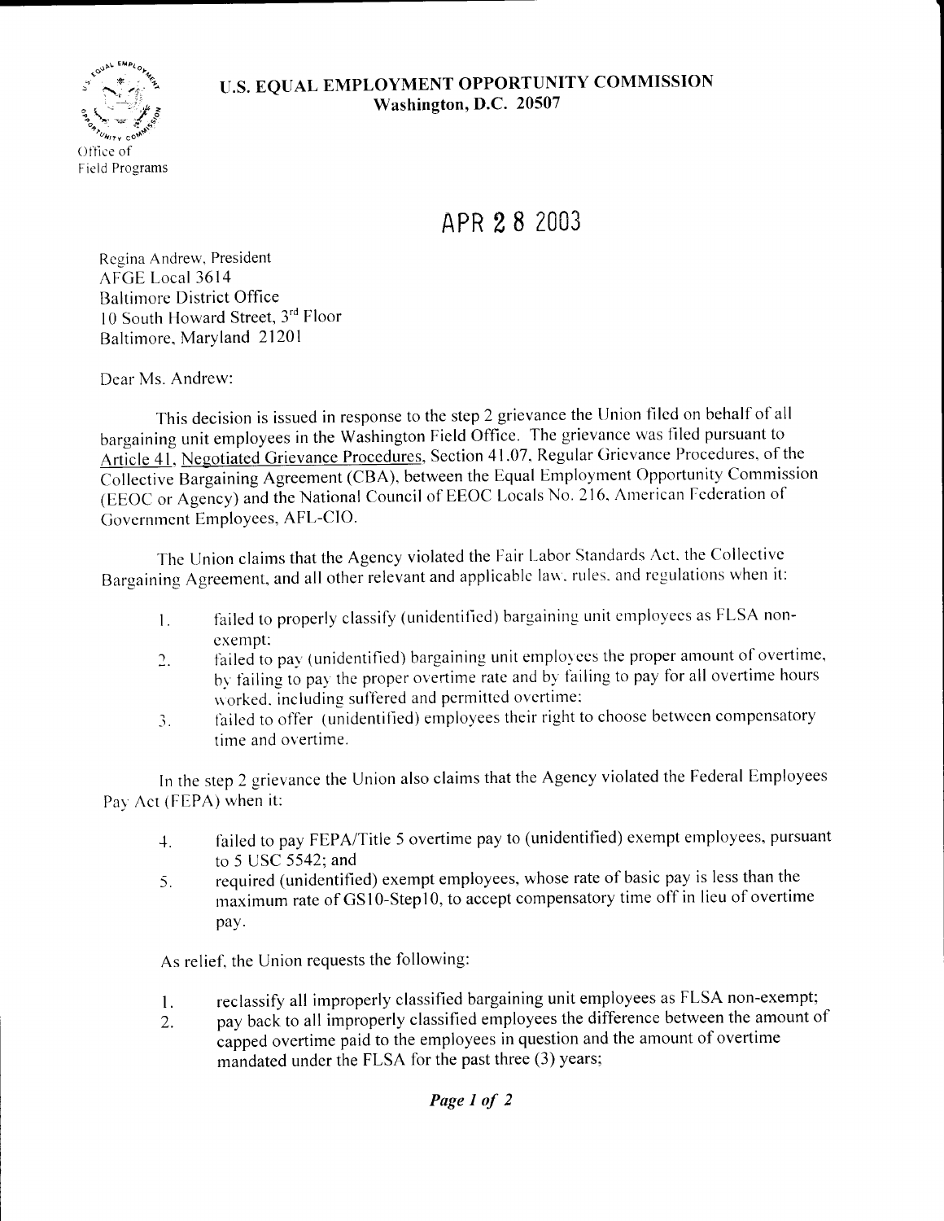**U.S. EQUAL EMPLOYMENT OPPORTUNITY COMMISSION**
**Washington, D.C. 20507**

Office of
Field Programs

APR 28 2003

Regina Andrew, President
AFGE Local 3614
Baltimore District Office
10 South Howard Street, 3rd Floor
Baltimore, Maryland 21201

Dear Ms. Andrew:

This decision is issued in response to the step 2 grievance the Union filed on behalf of all bargaining unit employees in the Washington Field Office. The grievance was filed pursuant to Article 41, Negotiated Grievance Procedures, Section 41.07, Regular Grievance Procedures, of the Collective Bargaining Agreement (CBA), between the Equal Employment Opportunity Commission (EEOC or Agency) and the National Council of EEOC Locals No. 216, American Federation of Government Employees, AFL-CIO.

The Union claims that the Agency violated the Fair Labor Standards Act, the Collective Bargaining Agreement, and all other relevant and applicable law, rules, and regulations when it:

1. failed to properly classify (unidentified) bargaining unit employees as FLSA non-exempt;
2. failed to pay (unidentified) bargaining unit employees the proper amount of overtime, by failing to pay the proper overtime rate and by failing to pay for all overtime hours worked, including suffered and permitted overtime;
3. failed to offer (unidentified) employees their right to choose between compensatory time and overtime.

In the step 2 grievance the Union also claims that the Agency violated the Federal Employees Pay Act (FEPA) when it:

4. failed to pay FEPA/Title 5 overtime pay to (unidentified) exempt employees, pursuant to 5 USC 5542; and
5. required (unidentified) exempt employees, whose rate of basic pay is less than the maximum rate of GS10-Step10, to accept compensatory time off in lieu of overtime pay.

As relief, the Union requests the following:

1. reclassify all improperly classified bargaining unit employees as FLSA non-exempt;
2. pay back to all improperly classified employees the difference between the amount of capped overtime paid to the employees in question and the amount of overtime mandated under the FLSA for the past three (3) years;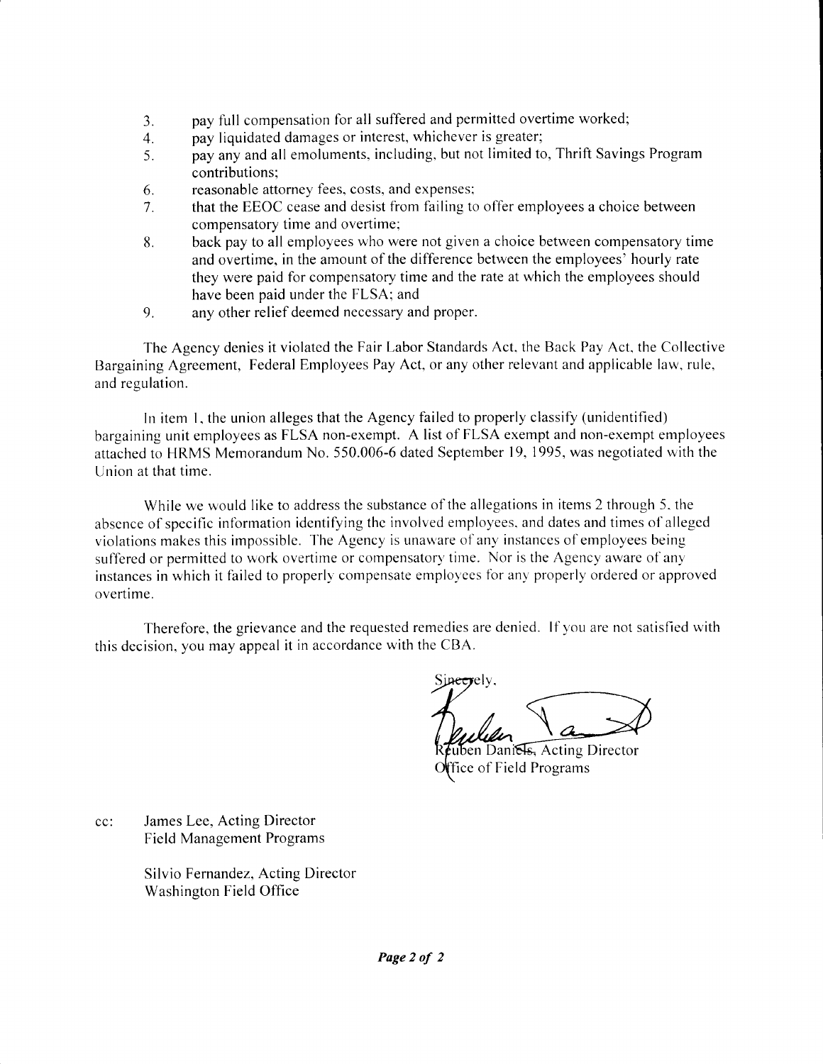3. pay full compensation for all suffered and permitted overtime worked;
4. pay liquidated damages or interest, whichever is greater;
5. pay any and all emoluments, including, but not limited to, Thrift Savings Program contributions;
6. reasonable attorney fees, costs, and expenses;
7. that the EEOC cease and desist from failing to offer employees a choice between compensatory time and overtime;
8. back pay to all employees who were not given a choice between compensatory time and overtime, in the amount of the difference between the employees' hourly rate they were paid for compensatory time and the rate at which the employees should have been paid under the FLSA; and
9. any other relief deemed necessary and proper.

The Agency denies it violated the Fair Labor Standards Act, the Back Pay Act, the Collective Bargaining Agreement, Federal Employees Pay Act, or any other relevant and applicable law, rule, and regulation.

In item 1, the union alleges that the Agency failed to properly classify (unidentified) bargaining unit employees as FLSA non-exempt. A list of FLSA exempt and non-exempt employees attached to HRMS Memorandum No. 550.006-6 dated September 19, 1995, was negotiated with the Union at that time.

While we would like to address the substance of the allegations in items 2 through 5, the absence of specific information identifying the involved employees, and dates and times of alleged violations makes this impossible. The Agency is unaware of any instances of employees being suffered or permitted to work overtime or compensatory time. Nor is the Agency aware of any instances in which it failed to properly compensate employees for any properly ordered or approved overtime.

Therefore, the grievance and the requested remedies are denied. If you are not satisfied with this decision, you may appeal it in accordance with the CBA.

Sincerely,

Reuben Daniels, Acting Director
Office of Field Programs

cc: James Lee, Acting Director
Field Management Programs

Silvio Fernandez, Acting Director
Washington Field Office